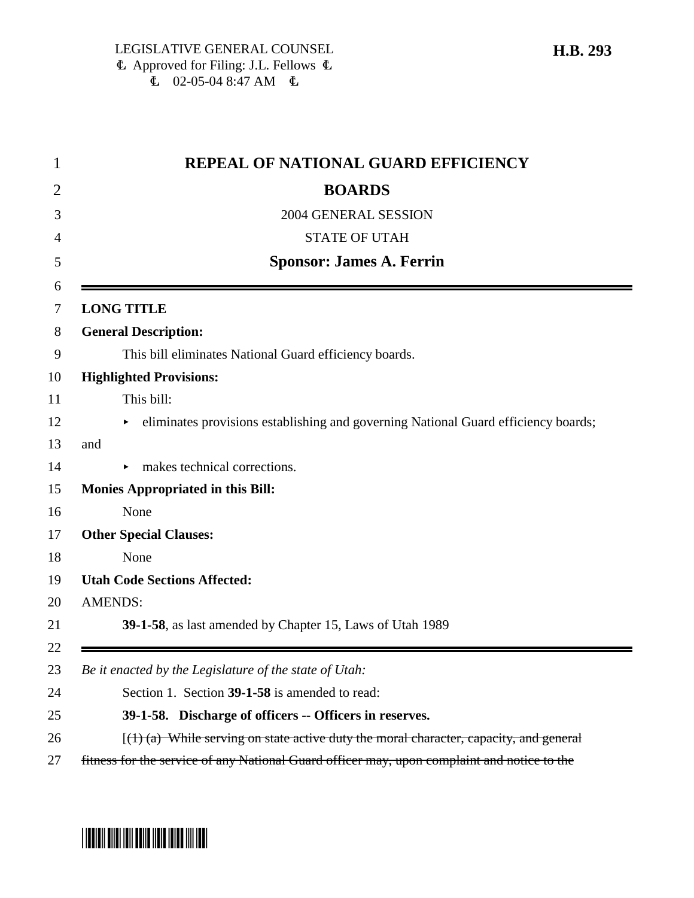LEGISLATIVE GENERAL COUNSEL
Approved for Filing: J.L. Fellows
02-05-04 8:47 AM

**H.B. 293**

# REPEAL OF NATIONAL GUARD EFFICIENCY BOARDS

2004 GENERAL SESSION

STATE OF UTAH

**Sponsor: James A. Ferrin**

---

**LONG TITLE**

**General Description:**

This bill eliminates National Guard efficiency boards.

**Highlighted Provisions:**

This bill:

- eliminates provisions establishing and governing National Guard efficiency boards; and
- makes technical corrections.

**Monies Appropriated in this Bill:**

None

**Other Special Clauses:**

None

**Utah Code Sections Affected:**

AMENDS:

**39-1-58**, as last amended by Chapter 15, Laws of Utah 1989

---

*Be it enacted by the Legislature of the state of Utah:*

Section 1. Section **39-1-58** is amended to read:

**39-1-58. Discharge of officers -- Officers in reserves.**

[~~(1) (a) While serving on state active duty the moral character, capacity, and general fitness for the service of any National Guard officer may, upon complaint and notice to the~~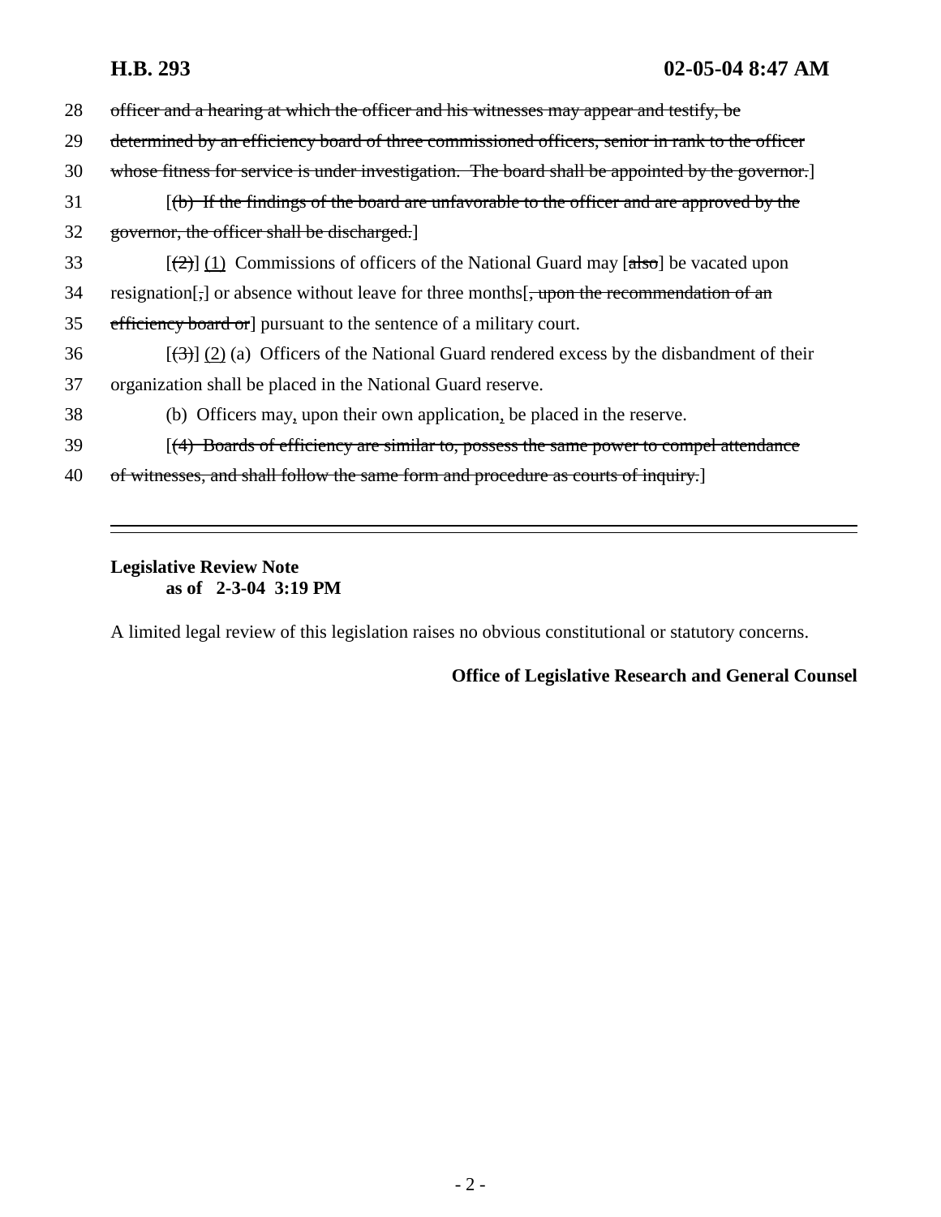28 ~~officer and a hearing at which the officer and his witnesses may appear and testify, be~~
29 ~~determined by an efficiency board of three commissioned officers, senior in rank to the officer~~
30 ~~whose fitness for service is under investigation. The board shall be appointed by the governor.~~]
31 [~~(b) If the findings of the board are unfavorable to the officer and are approved by the~~
32 ~~governor, the officer shall be discharged.~~]
33 [~~(2)~~] (1) Commissions of officers of the National Guard may [~~also~~] be vacated upon
34 resignation[~~,~~] or absence without leave for three months[~~, upon the recommendation of an~~
35 ~~efficiency board or~~] pursuant to the sentence of a military court.
36 [~~(3)~~] (2) (a) Officers of the National Guard rendered excess by the disbandment of their
37 organization shall be placed in the National Guard reserve.
38 (b) Officers may, upon their own application, be placed in the reserve.
39 [~~(4) Boards of efficiency are similar to, possess the same power to compel attendance~~
40 ~~of witnesses, and shall follow the same form and procedure as courts of inquiry.~~]

---

**Legislative Review Note**
**as of 2-3-04 3:19 PM**

A limited legal review of this legislation raises no obvious constitutional or statutory concerns.

**Office of Legislative Research and General Counsel**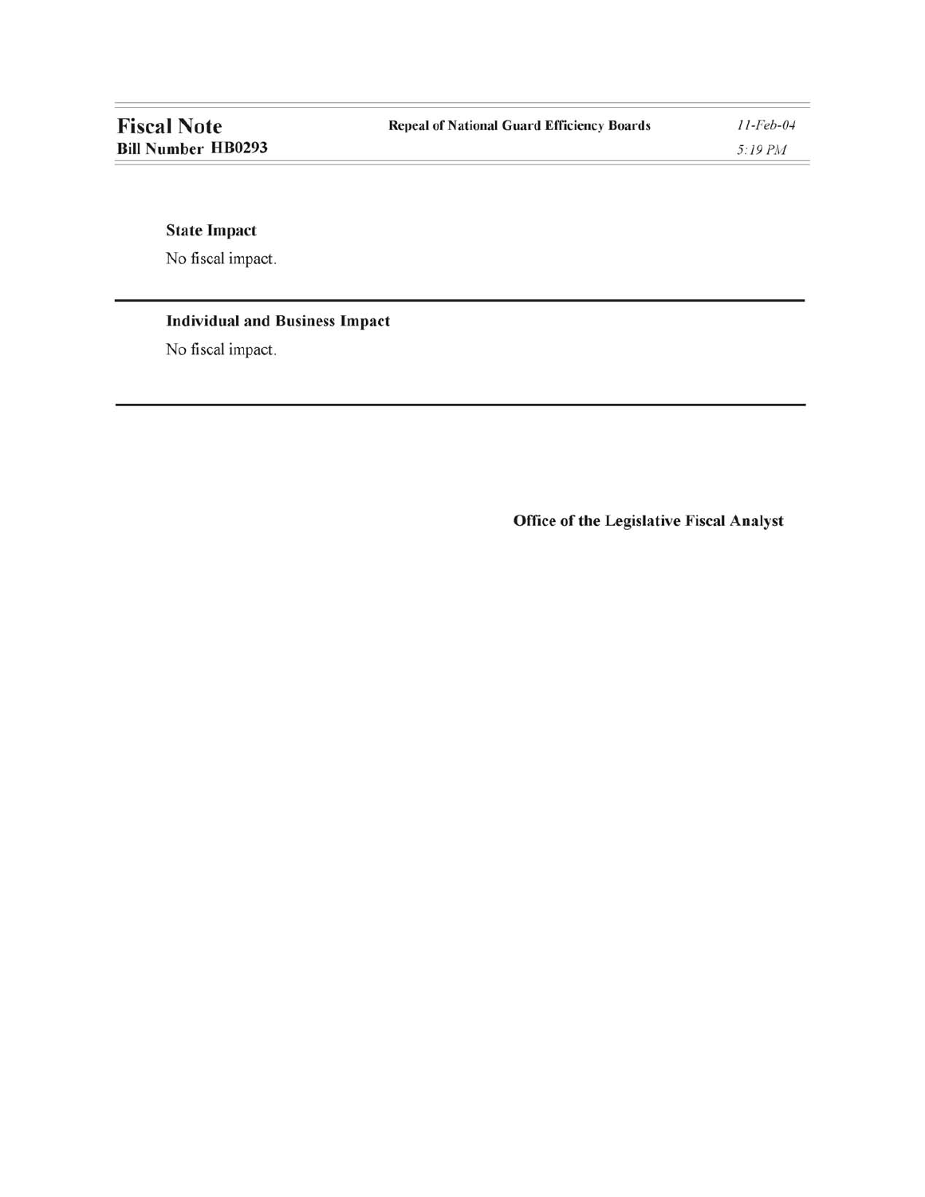**Fiscal Note** | **Repeal of National Guard Efficiency Boards** | *11-Feb-04*

**Bill Number HB0293** | | *5:19 PM*

## State Impact

No fiscal impact.

---

## Individual and Business Impact

No fiscal impact.

---

**Office of the Legislative Fiscal Analyst**